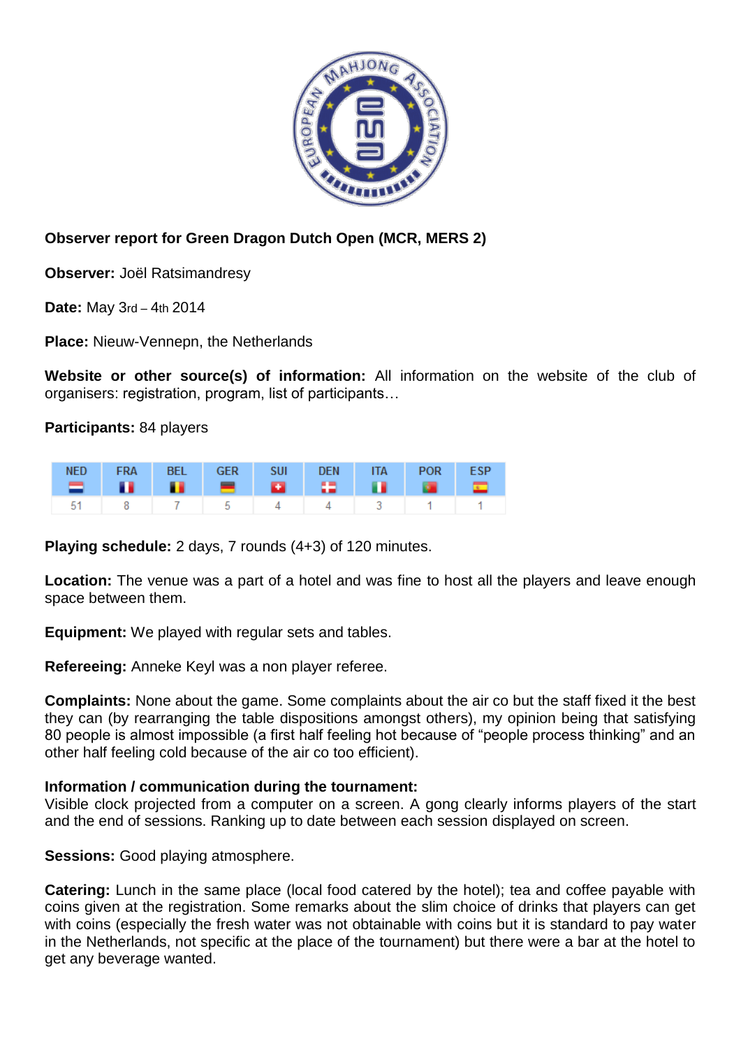**Observer report for Green Dragon Dutch Open (MCR, MERS 2)**

**Observer:** Joël Ratsimandresy

**Date:** May 3rd – 4th 2014

**Place:** Nieuw-Vennepn, the Netherlands

**Website or other source(s) of information:** All information on the website of the club of organisers: registration, program, list of participants…

**Participants:** 84 players

| NED | FRA | BEL | GER | SUI | DEN | ITA | POR | ESP |
|---|---|---|---|---|---|---|---|---|
| 51 | 8 | 7 | 5 | 4 | 4 | 3 | 1 | 1 |

**Playing schedule:** 2 days, 7 rounds (4+3) of 120 minutes.

**Location:** The venue was a part of a hotel and was fine to host all the players and leave enough space between them.

**Equipment:** We played with regular sets and tables.

**Refereeing:** Anneke Keyl was a non player referee.

**Complaints:** None about the game. Some complaints about the air co but the staff fixed it the best they can (by rearranging the table dispositions amongst others), my opinion being that satisfying 80 people is almost impossible (a first half feeling hot because of "people process thinking" and an other half feeling cold because of the air co too efficient).

**Information / communication during the tournament:**
Visible clock projected from a computer on a screen. A gong clearly informs players of the start and the end of sessions. Ranking up to date between each session displayed on screen.

**Sessions:** Good playing atmosphere.

**Catering:** Lunch in the same place (local food catered by the hotel); tea and coffee payable with coins given at the registration. Some remarks about the slim choice of drinks that players can get with coins (especially the fresh water was not obtainable with coins but it is standard to pay water in the Netherlands, not specific at the place of the tournament) but there were a bar at the hotel to get any beverage wanted.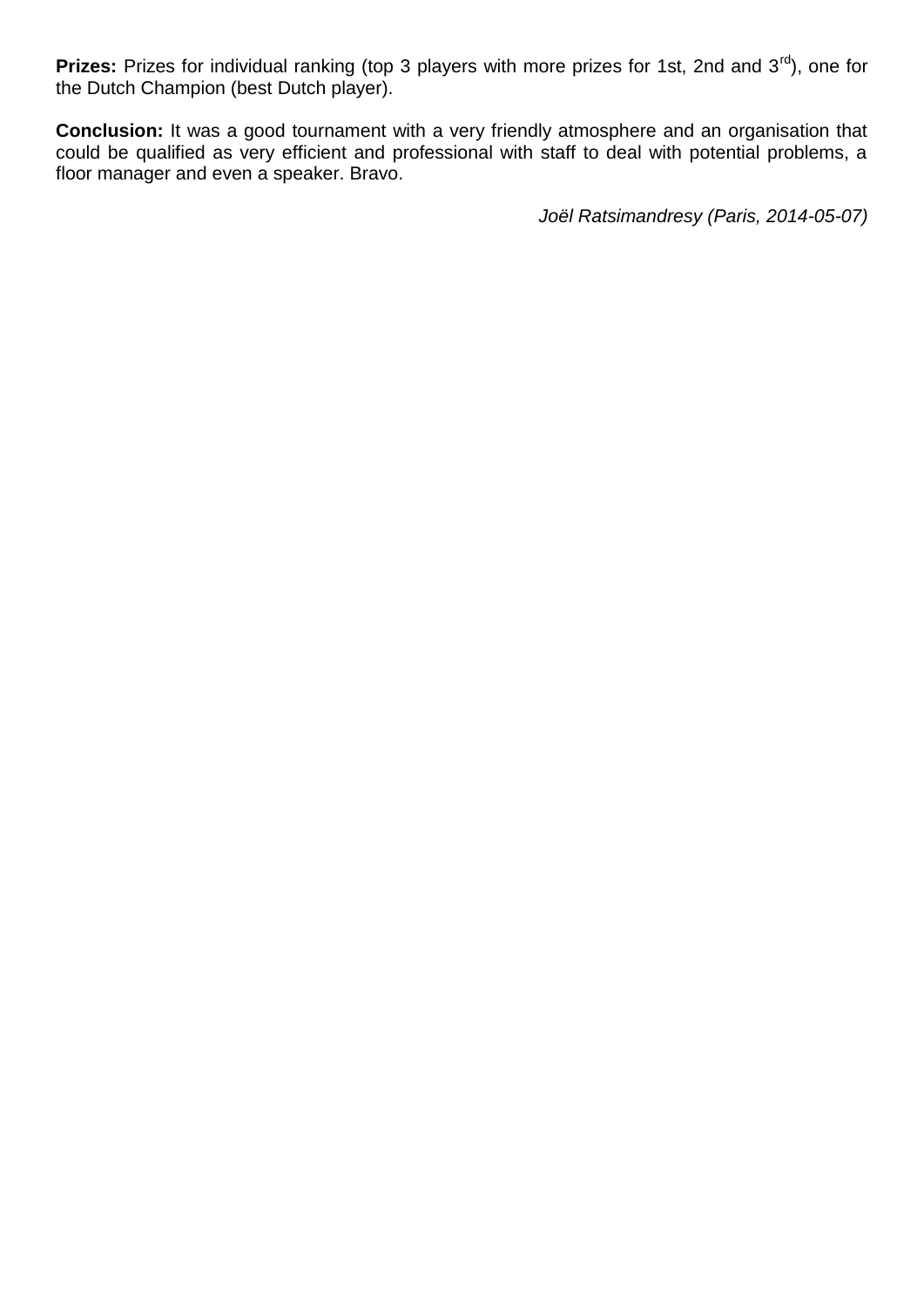**Prizes:** Prizes for individual ranking (top 3 players with more prizes for 1st, 2nd and 3rd), one for the Dutch Champion (best Dutch player).

**Conclusion:** It was a good tournament with a very friendly atmosphere and an organisation that could be qualified as very efficient and professional with staff to deal with potential problems, a floor manager and even a speaker. Bravo.

*Joël Ratsimandresy (Paris, 2014-05-07)*